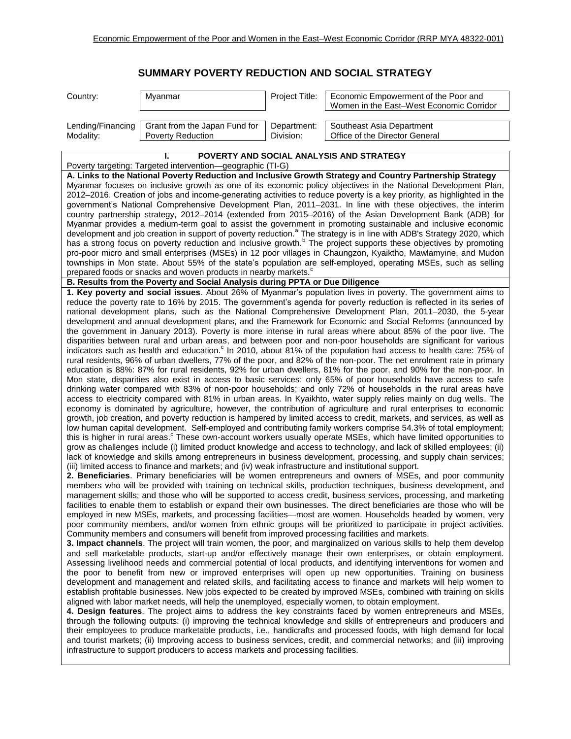# SUMMARY POVERTY REDUCTION AND SOCIAL STRATEGY

| Country: | Myanmar | Project Title: | Economic Empowerment of the Poor and Women in the East–West Economic Corridor |
|---|---|---|---|
| Lending/Financing Modality: | Grant from the Japan Fund for Poverty Reduction | Department: Division: | Southeast Asia Department Office of the Director General |

## I. POVERTY AND SOCIAL ANALYSIS AND STRATEGY

Poverty targeting: Targeted intervention—geographic (TI-G)

**A. Links to the National Poverty Reduction and Inclusive Growth Strategy and Country Partnership Strategy**

Myanmar focuses on inclusive growth as one of its economic policy objectives in the National Development Plan, 2012–2016. Creation of jobs and income-generating activities to reduce poverty is a key priority, as highlighted in the government's National Comprehensive Development Plan, 2011–2031. In line with these objectives, the interim country partnership strategy, 2012–2014 (extended from 2015–2016) of the Asian Development Bank (ADB) for Myanmar provides a medium-term goal to assist the government in promoting sustainable and inclusive economic development and job creation in support of poverty reduction.[a] The strategy is in line with ADB's Strategy 2020, which has a strong focus on poverty reduction and inclusive growth.[b] The project supports these objectives by promoting pro-poor micro and small enterprises (MSEs) in 12 poor villages in Chaungzon, Kyaiktho, Mawlamyine, and Mudon townships in Mon state. About 55% of the state's population are self-employed, operating MSEs, such as selling prepared foods or snacks and woven products in nearby markets.[c]

**B. Results from the Poverty and Social Analysis during PPTA or Due Diligence**

**1. Key poverty and social issues**. About 26% of Myanmar's population lives in poverty. The government aims to reduce the poverty rate to 16% by 2015. The government's agenda for poverty reduction is reflected in its series of national development plans, such as the National Comprehensive Development Plan, 2011–2030, the 5-year development and annual development plans, and the Framework for Economic and Social Reforms (announced by the government in January 2013). Poverty is more intense in rural areas where about 85% of the poor live. The disparities between rural and urban areas, and between poor and non-poor households are significant for various indicators such as health and education.[c] In 2010, about 81% of the population had access to health care: 75% of rural residents, 96% of urban dwellers, 77% of the poor, and 82% of the non-poor. The net enrolment rate in primary education is 88%: 87% for rural residents, 92% for urban dwellers, 81% for the poor, and 90% for the non-poor. In Mon state, disparities also exist in access to basic services: only 65% of poor households have access to safe drinking water compared with 83% of non-poor households; and only 72% of households in the rural areas have access to electricity compared with 81% in urban areas. In Kyaikhto, water supply relies mainly on dug wells. The economy is dominated by agriculture, however, the contribution of agriculture and rural enterprises to economic growth, job creation, and poverty reduction is hampered by limited access to credit, markets, and services, as well as low human capital development. Self-employed and contributing family workers comprise 54.3% of total employment; this is higher in rural areas.[c] These own-account workers usually operate MSEs, which have limited opportunities to grow as challenges include (i) limited product knowledge and access to technology, and lack of skilled employees; (ii) lack of knowledge and skills among entrepreneurs in business development, processing, and supply chain services; (iii) limited access to finance and markets; and (iv) weak infrastructure and institutional support.

**2. Beneficiaries**. Primary beneficiaries will be women entrepreneurs and owners of MSEs, and poor community members who will be provided with training on technical skills, production techniques, business development, and management skills; and those who will be supported to access credit, business services, processing, and marketing facilities to enable them to establish or expand their own businesses. The direct beneficiaries are those who will be employed in new MSEs, markets, and processing facilities—most are women. Households headed by women, very poor community members, and/or women from ethnic groups will be prioritized to participate in project activities. Community members and consumers will benefit from improved processing facilities and markets.

**3. Impact channels**. The project will train women, the poor, and marginalized on various skills to help them develop and sell marketable products, start-up and/or effectively manage their own enterprises, or obtain employment. Assessing livelihood needs and commercial potential of local products, and identifying interventions for women and the poor to benefit from new or improved enterprises will open up new opportunities. Training on business development and management and related skills, and facilitating access to finance and markets will help women to establish profitable businesses. New jobs expected to be created by improved MSEs, combined with training on skills aligned with labor market needs, will help the unemployed, especially women, to obtain employment.

**4. Design features**. The project aims to address the key constraints faced by women entrepreneurs and MSEs, through the following outputs: (i) improving the technical knowledge and skills of entrepreneurs and producers and their employees to produce marketable products, i.e., handicrafts and processed foods, with high demand for local and tourist markets; (ii) Improving access to business services, credit, and commercial networks; and (iii) improving infrastructure to support producers to access markets and processing facilities.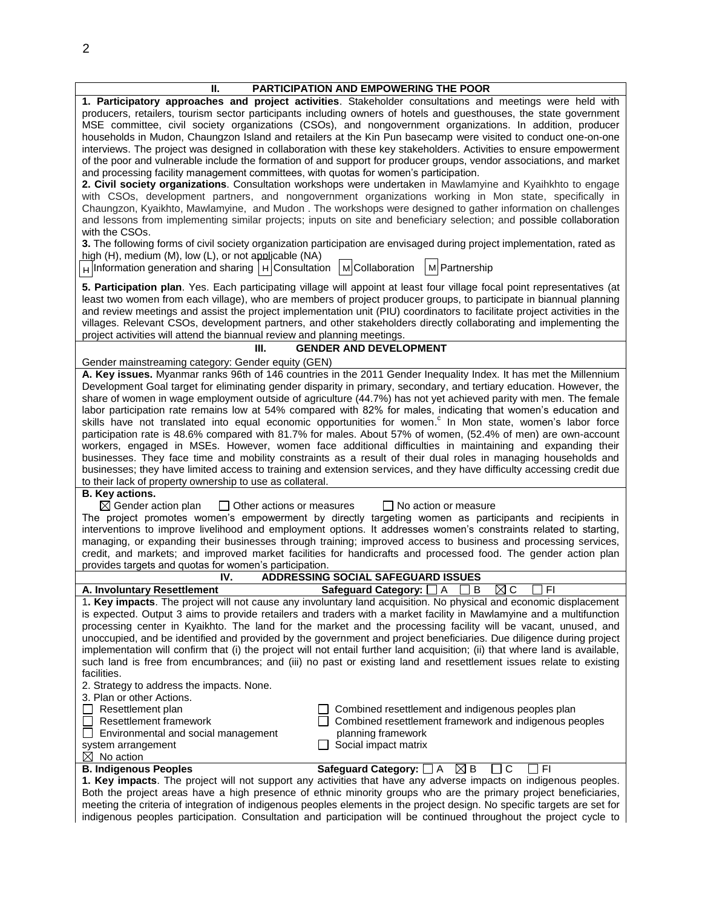## II. PARTICIPATION AND EMPOWERING THE POOR

**1. Participatory approaches and project activities**. Stakeholder consultations and meetings were held with producers, retailers, tourism sector participants including owners of hotels and guesthouses, the state government MSE committee, civil society organizations (CSOs), and nongovernment organizations. In addition, producer households in Mudon, Chaungzon Island and retailers at the Kin Pun basecamp were visited to conduct one-on-one interviews. The project was designed in collaboration with these key stakeholders. Activities to ensure empowerment of the poor and vulnerable include the formation of and support for producer groups, vendor associations, and market and processing facility management committees, with quotas for women's participation.

**2. Civil society organizations**. Consultation workshops were undertaken in Mawlamyine and Kyaihkhto to engage with CSOs, development partners, and nongovernment organizations working in Mon state, specifically in Chaungzon, Kyaikhto, Mawlamyine, and Mudon . The workshops were designed to gather information on challenges and lessons from implementing similar projects; inputs on site and beneficiary selection; and possible collaboration with the CSOs.

**3.** The following forms of civil society organization participation are envisaged during project implementation, rated as high (H), medium (M), low (L), or not applicable (NA)

H Information generation and sharing  H Consultation  M Collaboration  M Partnership

**5. Participation plan**. Yes. Each participating village will appoint at least four village focal point representatives (at least two women from each village), who are members of project producer groups, to participate in biannual planning and review meetings and assist the project implementation unit (PIU) coordinators to facilitate project activities in the villages. Relevant CSOs, development partners, and other stakeholders directly collaborating and implementing the project activities will attend the biannual review and planning meetings.

## III. GENDER AND DEVELOPMENT

Gender mainstreaming category: Gender equity (GEN)

**A. Key issues.** Myanmar ranks 96th of 146 countries in the 2011 Gender Inequality Index. It has met the Millennium Development Goal target for eliminating gender disparity in primary, secondary, and tertiary education. However, the share of women in wage employment outside of agriculture (44.7%) has not yet achieved parity with men. The female labor participation rate remains low at 54% compared with 82% for males, indicating that women's education and skills have not translated into equal economic opportunities for women.[c] In Mon state, women's labor force participation rate is 48.6% compared with 81.7% for males. About 57% of women, (52.4% of men) are own-account workers, engaged in MSEs. However, women face additional difficulties in maintaining and expanding their businesses. They face time and mobility constraints as a result of their dual roles in managing households and businesses; they have limited access to training and extension services, and they have difficulty accessing credit due to their lack of property ownership to use as collateral.

**B. Key actions.**

☒ Gender action plan  ☐ Other actions or measures  ☐ No action or measure

The project promotes women's empowerment by directly targeting women as participants and recipients in interventions to improve livelihood and employment options. It addresses women's constraints related to starting, managing, or expanding their businesses through training; improved access to business and processing services, credit, and markets; and improved market facilities for handicrafts and processed food. The gender action plan provides targets and quotas for women's participation.

## IV. ADDRESSING SOCIAL SAFEGUARD ISSUES

**A. Involuntary Resettlement** **Safeguard Category:** ☐ A ☐ B ☒ C ☐ FI

1**. Key impacts**. The project will not cause any involuntary land acquisition. No physical and economic displacement is expected. Output 3 aims to provide retailers and traders with a market facility in Mawlamyine and a multifunction processing center in Kyaikhto. The land for the market and the processing facility will be vacant, unused, and unoccupied, and be identified and provided by the government and project beneficiaries. Due diligence during project implementation will confirm that (i) the project will not entail further land acquisition; (ii) that where land is available, such land is free from encumbrances; and (iii) no past or existing land and resettlement issues relate to existing facilities.

2. Strategy to address the impacts. None.

3. Plan or other Actions.

☐ Resettlement plan
☐ Resettlement framework
☐ Environmental and social management system arrangement
☒ No action
☐ Combined resettlement and indigenous peoples plan
☐ Combined resettlement framework and indigenous peoples planning framework
☐ Social impact matrix

**B. Indigenous Peoples** **Safeguard Category:** ☐ A ☒ B ☐ C ☐ FI

**1. Key impacts**. The project will not support any activities that have any adverse impacts on indigenous peoples. Both the project areas have a high presence of ethnic minority groups who are the primary project beneficiaries, meeting the criteria of integration of indigenous peoples elements in the project design. No specific targets are set for indigenous peoples participation. Consultation and participation will be continued throughout the project cycle to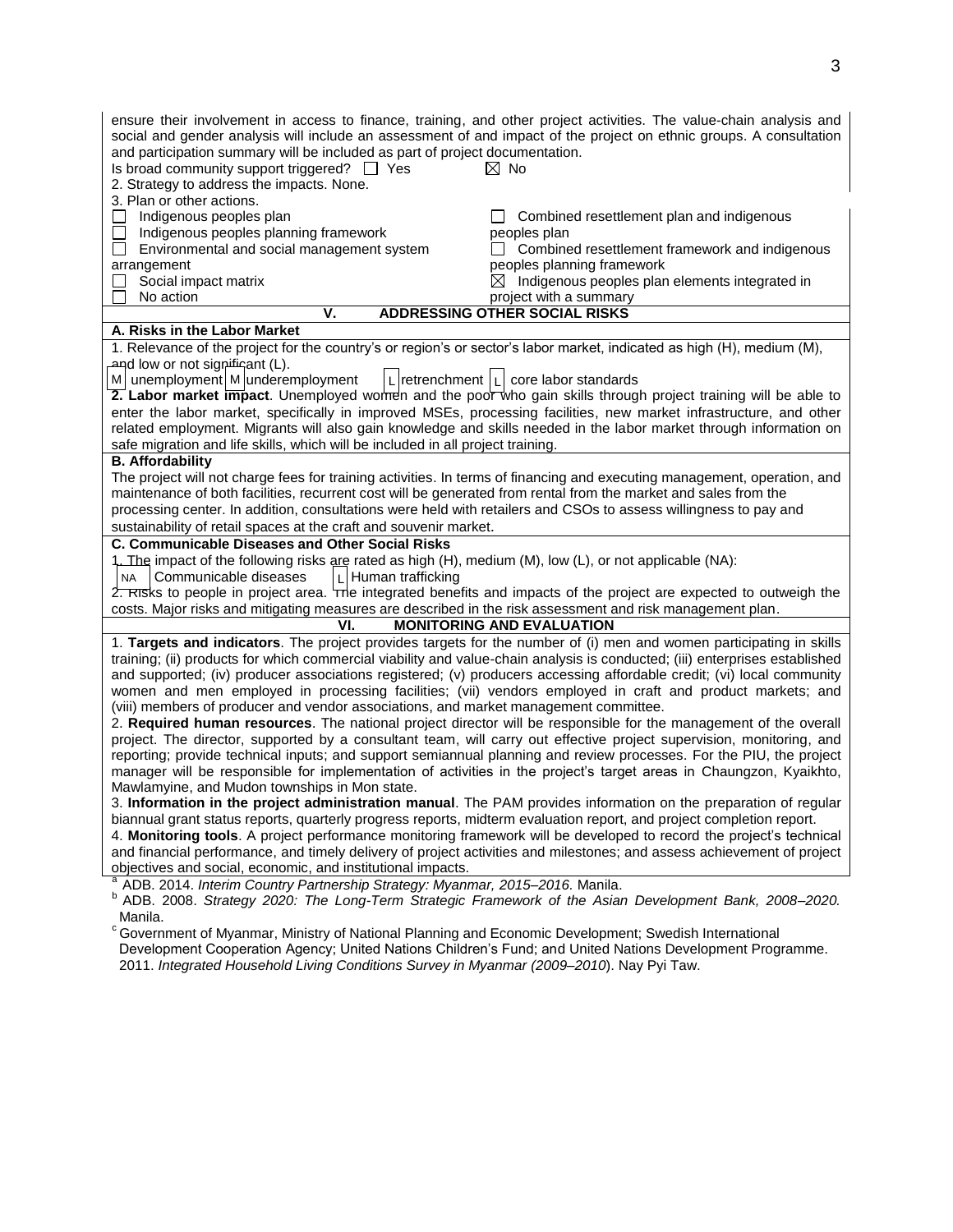ensure their involvement in access to finance, training, and other project activities. The value-chain analysis and social and gender analysis will include an assessment of and impact of the project on ethnic groups. A consultation and participation summary will be included as part of project documentation.

Is broad community support triggered? ☐ Yes ☒ No

2. Strategy to address the impacts. None.

3. Plan or other actions.

☐ Indigenous peoples plan
☐ Indigenous peoples planning framework
☐ Environmental and social management system arrangement
☐ Social impact matrix
☐ No action
☐ Combined resettlement plan and indigenous peoples plan
☐ Combined resettlement framework and indigenous peoples planning framework
☒ Indigenous peoples plan elements integrated in project with a summary

## V. ADDRESSING OTHER SOCIAL RISKS

**A. Risks in the Labor Market**

1. Relevance of the project for the country's or region's or sector's labor market, indicated as high (H), medium (M), and low or not significant (L).

M unemployment M underemployment L retrenchment L core labor standards

**2. Labor market impact**. Unemployed women and the poor who gain skills through project training will be able to enter the labor market, specifically in improved MSEs, processing facilities, new market infrastructure, and other related employment. Migrants will also gain knowledge and skills needed in the labor market through information on safe migration and life skills, which will be included in all project training.

**B. Affordability**

The project will not charge fees for training activities. In terms of financing and executing management, operation, and maintenance of both facilities, recurrent cost will be generated from rental from the market and sales from the processing center. In addition, consultations were held with retailers and CSOs to assess willingness to pay and sustainability of retail spaces at the craft and souvenir market.

**C. Communicable Diseases and Other Social Risks**

1. The impact of the following risks are rated as high (H), medium (M), low (L), or not applicable (NA):

NA Communicable diseases L Human trafficking

2. Risks to people in project area. The integrated benefits and impacts of the project are expected to outweigh the costs. Major risks and mitigating measures are described in the risk assessment and risk management plan.

## VI. MONITORING AND EVALUATION

1. **Targets and indicators**. The project provides targets for the number of (i) men and women participating in skills training; (ii) products for which commercial viability and value-chain analysis is conducted; (iii) enterprises established and supported; (iv) producer associations registered; (v) producers accessing affordable credit; (vi) local community women and men employed in processing facilities; (vii) vendors employed in craft and product markets; and (viii) members of producer and vendor associations, and market management committee.

2. **Required human resources**. The national project director will be responsible for the management of the overall project. The director, supported by a consultant team, will carry out effective project supervision, monitoring, and reporting; provide technical inputs; and support semiannual planning and review processes. For the PIU, the project manager will be responsible for implementation of activities in the project's target areas in Chaungzon, Kyaikhto, Mawlamyine, and Mudon townships in Mon state.

3. **Information in the project administration manual**. The PAM provides information on the preparation of regular biannual grant status reports, quarterly progress reports, midterm evaluation report, and project completion report.

4. **Monitoring tools**. A project performance monitoring framework will be developed to record the project's technical and financial performance, and timely delivery of project activities and milestones; and assess achievement of project objectives and social, economic, and institutional impacts.

[a] ADB. 2014. *Interim Country Partnership Strategy: Myanmar, 2015–2016.* Manila.

[b] ADB. 2008. *Strategy 2020: The Long-Term Strategic Framework of the Asian Development Bank, 2008–2020.* Manila.

[c] Government of Myanmar, Ministry of National Planning and Economic Development; Swedish International Development Cooperation Agency; United Nations Children's Fund; and United Nations Development Programme. 2011. *Integrated Household Living Conditions Survey in Myanmar (2009–2010*). Nay Pyi Taw.